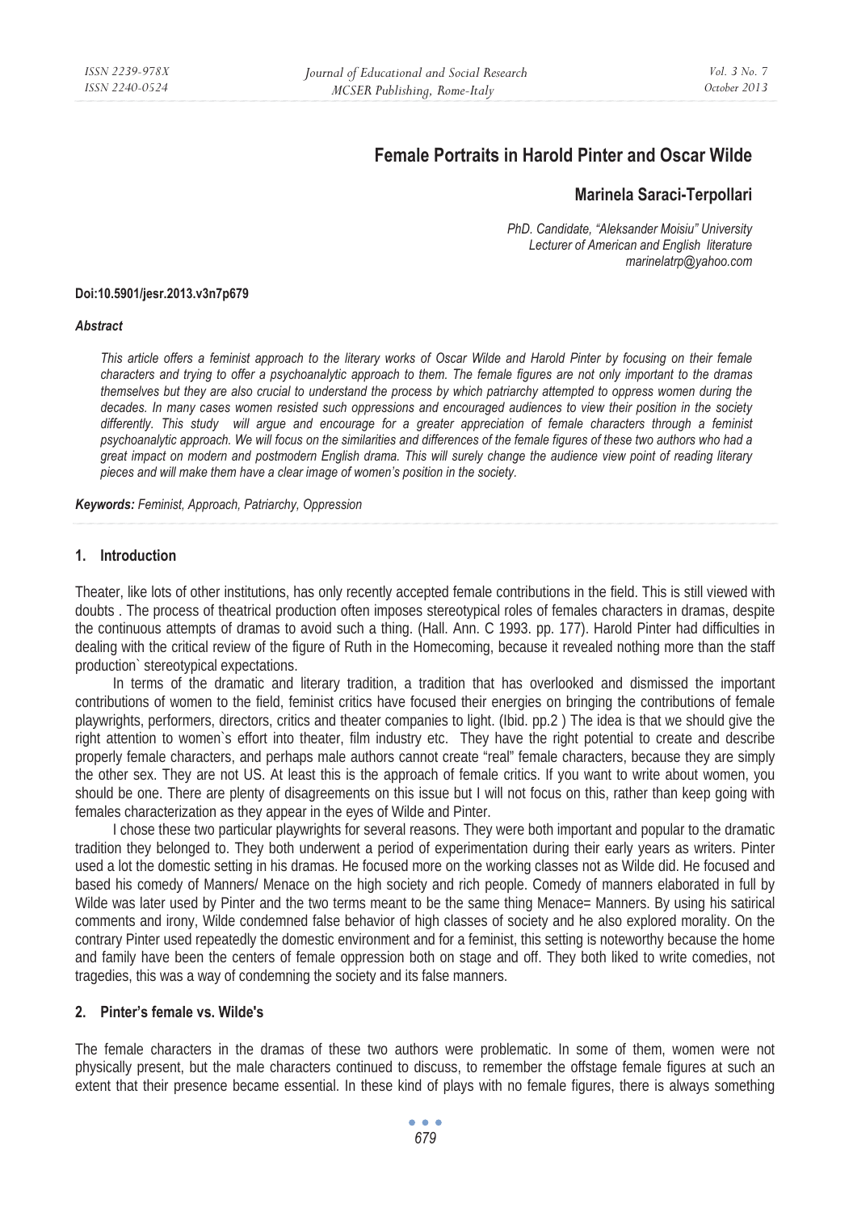# Female Portraits in Harold Pinter and Oscar Wilde

## Marinela Saraci-Terpollari

*PhD. Candidate, "Aleksander Moisiu" University*
*Lecturer of American and English literature*
*marinelatrp@yahoo.com*

**Doi:10.5901/jesr.2013.v3n7p679**

***Abstract***

*This article offers a feminist approach to the literary works of Oscar Wilde and Harold Pinter by focusing on their female characters and trying to offer a psychoanalytic approach to them. The female figures are not only important to the dramas themselves but they are also crucial to understand the process by which patriarchy attempted to oppress women during the decades. In many cases women resisted such oppressions and encouraged audiences to view their position in the society differently. This study will argue and encourage for a greater appreciation of female characters through a feminist psychoanalytic approach. We will focus on the similarities and differences of the female figures of these two authors who had a great impact on modern and postmodern English drama. This will surely change the audience view point of reading literary pieces and will make them have a clear image of women's position in the society.*

***Keywords:*** *Feminist, Approach, Patriarchy, Oppression*

## 1. Introduction

Theater, like lots of other institutions, has only recently accepted female contributions in the field. This is still viewed with doubts . The process of theatrical production often imposes stereotypical roles of females characters in dramas, despite the continuous attempts of dramas to avoid such a thing. (Hall. Ann. C 1993. pp. 177). Harold Pinter had difficulties in dealing with the critical review of the figure of Ruth in the Homecoming, because it revealed nothing more than the staff production` stereotypical expectations.

In terms of the dramatic and literary tradition, a tradition that has overlooked and dismissed the important contributions of women to the field, feminist critics have focused their energies on bringing the contributions of female playwrights, performers, directors, critics and theater companies to light. (Ibid. pp.2 ) The idea is that we should give the right attention to women`s effort into theater, film industry etc. They have the right potential to create and describe properly female characters, and perhaps male authors cannot create "real" female characters, because they are simply the other sex. They are not US. At least this is the approach of female critics. If you want to write about women, you should be one. There are plenty of disagreements on this issue but I will not focus on this, rather than keep going with females characterization as they appear in the eyes of Wilde and Pinter.

I chose these two particular playwrights for several reasons. They were both important and popular to the dramatic tradition they belonged to. They both underwent a period of experimentation during their early years as writers. Pinter used a lot the domestic setting in his dramas. He focused more on the working classes not as Wilde did. He focused and based his comedy of Manners/ Menace on the high society and rich people. Comedy of manners elaborated in full by Wilde was later used by Pinter and the two terms meant to be the same thing Menace= Manners. By using his satirical comments and irony, Wilde condemned false behavior of high classes of society and he also explored morality. On the contrary Pinter used repeatedly the domestic environment and for a feminist, this setting is noteworthy because the home and family have been the centers of female oppression both on stage and off. They both liked to write comedies, not tragedies, this was a way of condemning the society and its false manners.

## 2. Pinter's female vs. Wilde's

The female characters in the dramas of these two authors were problematic. In some of them, women were not physically present, but the male characters continued to discuss, to remember the offstage female figures at such an extent that their presence became essential. In these kind of plays with no female figures, there is always something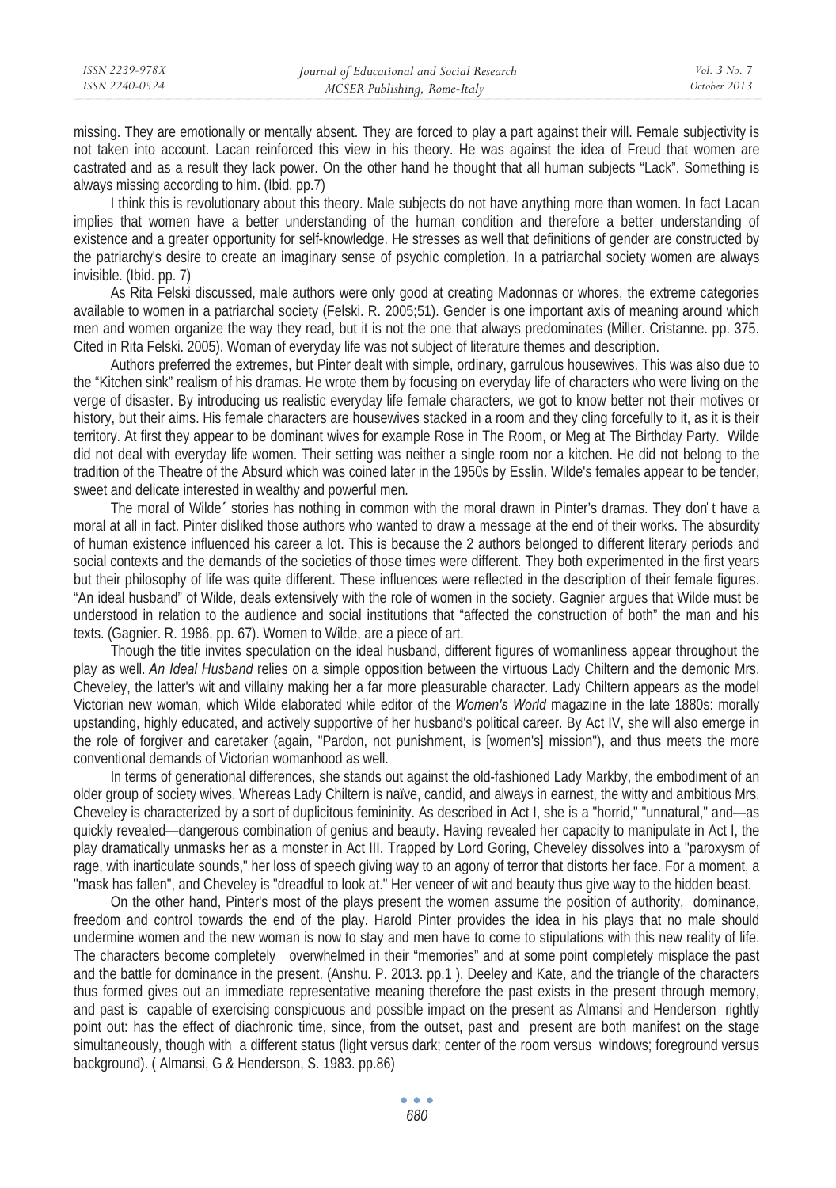missing. They are emotionally or mentally absent. They are forced to play a part against their will. Female subjectivity is not taken into account. Lacan reinforced this view in his theory. He was against the idea of Freud that women are castrated and as a result they lack power. On the other hand he thought that all human subjects "Lack". Something is always missing according to him. (Ibid. pp.7)

I think this is revolutionary about this theory. Male subjects do not have anything more than women. In fact Lacan implies that women have a better understanding of the human condition and therefore a better understanding of existence and a greater opportunity for self-knowledge. He stresses as well that definitions of gender are constructed by the patriarchy's desire to create an imaginary sense of psychic completion. In a patriarchal society women are always invisible. (Ibid. pp. 7)

As Rita Felski discussed, male authors were only good at creating Madonnas or whores, the extreme categories available to women in a patriarchal society (Felski. R. 2005;51). Gender is one important axis of meaning around which men and women organize the way they read, but it is not the one that always predominates (Miller. Cristanne. pp. 375. Cited in Rita Felski. 2005). Woman of everyday life was not subject of literature themes and description.

Authors preferred the extremes, but Pinter dealt with simple, ordinary, garrulous housewives. This was also due to the "Kitchen sink" realism of his dramas. He wrote them by focusing on everyday life of characters who were living on the verge of disaster. By introducing us realistic everyday life female characters, we got to know better not their motives or history, but their aims. His female characters are housewives stacked in a room and they cling forcefully to it, as it is their territory. At first they appear to be dominant wives for example Rose in The Room, or Meg at The Birthday Party. Wilde did not deal with everyday life women. Their setting was neither a single room nor a kitchen. He did not belong to the tradition of the Theatre of the Absurd which was coined later in the 1950s by Esslin. Wilde's females appear to be tender, sweet and delicate interested in wealthy and powerful men.

The moral of Wilde´ stories has nothing in common with the moral drawn in Pinter's dramas. They don' t have a moral at all in fact. Pinter disliked those authors who wanted to draw a message at the end of their works. The absurdity of human existence influenced his career a lot. This is because the 2 authors belonged to different literary periods and social contexts and the demands of the societies of those times were different. They both experimented in the first years but their philosophy of life was quite different. These influences were reflected in the description of their female figures. "An ideal husband" of Wilde, deals extensively with the role of women in the society. Gagnier argues that Wilde must be understood in relation to the audience and social institutions that "affected the construction of both" the man and his texts. (Gagnier. R. 1986. pp. 67). Women to Wilde, are a piece of art.

Though the title invites speculation on the ideal husband, different figures of womanliness appear throughout the play as well. *An Ideal Husband* relies on a simple opposition between the virtuous Lady Chiltern and the demonic Mrs. Cheveley, the latter's wit and villainy making her a far more pleasurable character. Lady Chiltern appears as the model Victorian new woman, which Wilde elaborated while editor of the *Women's World* magazine in the late 1880s: morally upstanding, highly educated, and actively supportive of her husband's political career. By Act IV, she will also emerge in the role of forgiver and caretaker (again, "Pardon, not punishment, is [women's] mission"), and thus meets the more conventional demands of Victorian womanhood as well.

In terms of generational differences, she stands out against the old-fashioned Lady Markby, the embodiment of an older group of society wives. Whereas Lady Chiltern is naïve, candid, and always in earnest, the witty and ambitious Mrs. Cheveley is characterized by a sort of duplicitous femininity. As described in Act I, she is a "horrid," "unnatural," and—as quickly revealed—dangerous combination of genius and beauty. Having revealed her capacity to manipulate in Act I, the play dramatically unmasks her as a monster in Act III. Trapped by Lord Goring, Cheveley dissolves into a "paroxysm of rage, with inarticulate sounds," her loss of speech giving way to an agony of terror that distorts her face. For a moment, a "mask has fallen", and Cheveley is "dreadful to look at." Her veneer of wit and beauty thus give way to the hidden beast.

On the other hand, Pinter's most of the plays present the women assume the position of authority, dominance, freedom and control towards the end of the play. Harold Pinter provides the idea in his plays that no male should undermine women and the new woman is now to stay and men have to come to stipulations with this new reality of life. The characters become completely overwhelmed in their "memories" and at some point completely misplace the past and the battle for dominance in the present. (Anshu. P. 2013. pp.1 ). Deeley and Kate, and the triangle of the characters thus formed gives out an immediate representative meaning therefore the past exists in the present through memory, and past is capable of exercising conspicuous and possible impact on the present as Almansi and Henderson rightly point out: has the effect of diachronic time, since, from the outset, past and present are both manifest on the stage simultaneously, though with a different status (light versus dark; center of the room versus windows; foreground versus background). ( Almansi, G & Henderson, S. 1983. pp.86)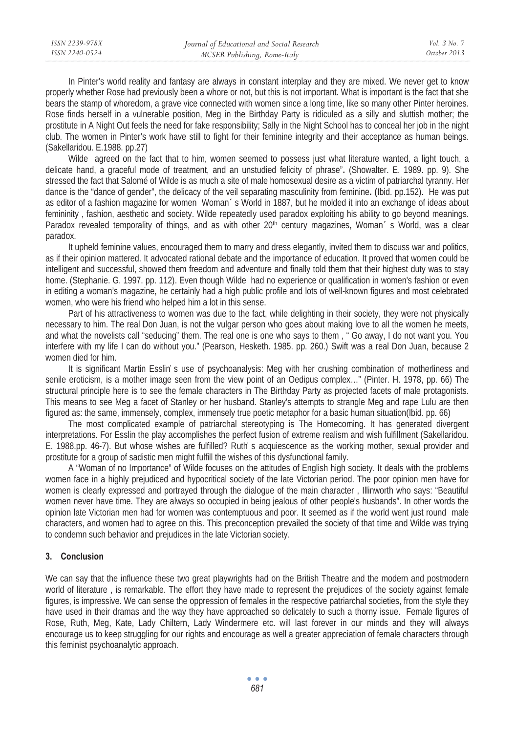In Pinter's world reality and fantasy are always in constant interplay and they are mixed. We never get to know properly whether Rose had previously been a whore or not, but this is not important. What is important is the fact that she bears the stamp of whoredom, a grave vice connected with women since a long time, like so many other Pinter heroines. Rose finds herself in a vulnerable position, Meg in the Birthday Party is ridiculed as a silly and sluttish mother; the prostitute in A Night Out feels the need for fake responsibility; Sally in the Night School has to conceal her job in the night club. The women in Pinter's work have still to fight for their feminine integrity and their acceptance as human beings. (Sakellaridou. E.1988. pp.27)

Wilde agreed on the fact that to him, women seemed to possess just what literature wanted, a light touch, a delicate hand, a graceful mode of treatment, and an unstudied felicity of phrase"**.** (Showalter. E. 1989. pp. 9). She stressed the fact that Salomé of Wilde is as much a site of male homosexual desire as a victim of patriarchal tyranny. Her dance is the "dance of gender", the delicacy of the veil separating masculinity from feminine**. (**Ibid. pp.152). He was put as editor of a fashion magazine for women Woman´ s World in 1887, but he molded it into an exchange of ideas about femininity , fashion, aesthetic and society. Wilde repeatedly used paradox exploiting his ability to go beyond meanings. Paradox revealed temporality of things, and as with other 20th century magazines, Woman´ s World, was a clear paradox.

It upheld feminine values, encouraged them to marry and dress elegantly, invited them to discuss war and politics, as if their opinion mattered. It advocated rational debate and the importance of education. It proved that women could be intelligent and successful, showed them freedom and adventure and finally told them that their highest duty was to stay home. (Stephanie. G. 1997. pp. 112). Even though Wilde had no experience or qualification in women's fashion or even in editing a woman's magazine, he certainly had a high public profile and lots of well-known figures and most celebrated women, who were his friend who helped him a lot in this sense.

Part of his attractiveness to women was due to the fact, while delighting in their society, they were not physically necessary to him. The real Don Juan, is not the vulgar person who goes about making love to all the women he meets, and what the novelists call "seducing" them. The real one is one who says to them , " Go away, I do not want you. You interfere with my life I can do without you." (Pearson, Hesketh. 1985. pp. 260.) Swift was a real Don Juan, because 2 women died for him.

It is significant Martin Esslin' s use of psychoanalysis: Meg with her crushing combination of motherliness and senile eroticism, is a mother image seen from the view point of an Oedipus complex…" (Pinter. H. 1978, pp. 66) The structural principle here is to see the female characters in The Birthday Party as projected facets of male protagonists. This means to see Meg a facet of Stanley or her husband. Stanley's attempts to strangle Meg and rape Lulu are then figured as: the same, immensely, complex, immensely true poetic metaphor for a basic human situation(Ibid. pp. 66)

The most complicated example of patriarchal stereotyping is The Homecoming. It has generated divergent interpretations. For Esslin the play accomplishes the perfect fusion of extreme realism and wish fulfillment (Sakellaridou. E. 1988.pp. 46-7). But whose wishes are fulfilled? Ruth' s acquiescence as the working mother, sexual provider and prostitute for a group of sadistic men might fulfill the wishes of this dysfunctional family.

A "Woman of no Importance" of Wilde focuses on the attitudes of English high society. It deals with the problems women face in a highly prejudiced and hypocritical society of the late Victorian period. The poor opinion men have for women is clearly expressed and portrayed through the dialogue of the main character , Illinworth who says: "Beautiful women never have time. They are always so occupied in being jealous of other people's husbands". In other words the opinion late Victorian men had for women was contemptuous and poor. It seemed as if the world went just round male characters, and women had to agree on this. This preconception prevailed the society of that time and Wilde was trying to condemn such behavior and prejudices in the late Victorian society.

## 3. Conclusion

We can say that the influence these two great playwrights had on the British Theatre and the modern and postmodern world of literature , is remarkable. The effort they have made to represent the prejudices of the society against female figures, is impressive. We can sense the oppression of females in the respective patriarchal societies, from the style they have used in their dramas and the way they have approached so delicately to such a thorny issue. Female figures of Rose, Ruth, Meg, Kate, Lady Chiltern, Lady Windermere etc. will last forever in our minds and they will always encourage us to keep struggling for our rights and encourage as well a greater appreciation of female characters through this feminist psychoanalytic approach.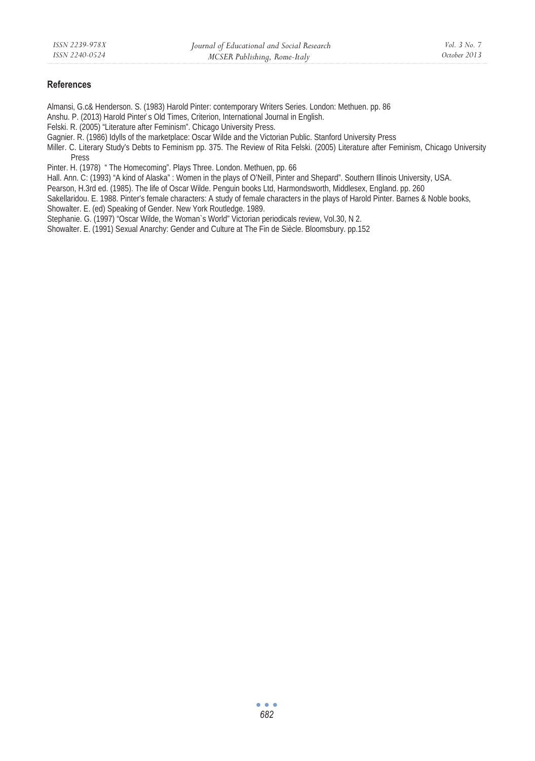## References

Almansi, G.c& Henderson. S. (1983) Harold Pinter: contemporary Writers Series. London: Methuen. pp. 86

Anshu. P. (2013) Harold Pinter' s Old Times, Criterion, International Journal in English.

Felski. R. (2005) "Literature after Feminism". Chicago University Press.

Gagnier. R. (1986) Idylls of the marketplace: Oscar Wilde and the Victorian Public. Stanford University Press

Miller. C. Literary Study's Debts to Feminism pp. 375. The Review of Rita Felski. (2005) Literature after Feminism, Chicago University Press

Pinter. H. (1978) " The Homecoming". Plays Three. London. Methuen, pp. 66

Hall. Ann. C: (1993) "A kind of Alaska" : Women in the plays of O'Neill, Pinter and Shepard". Southern Illinois University, USA.

Pearson, H.3rd ed. (1985). The life of Oscar Wilde. Penguin books Ltd, Harmondsworth, Middlesex, England. pp. 260

Sakellaridou. E. 1988. Pinter's female characters: A study of female characters in the plays of Harold Pinter. Barnes & Noble books,

Showalter. E. (ed) Speaking of Gender. New York Routledge. 1989.

Stephanie. G. (1997) "Oscar Wilde, the Woman`s World" Victorian periodicals review, Vol.30, N 2.

Showalter. E. (1991) Sexual Anarchy: Gender and Culture at The Fin de Siècle. Bloomsbury. pp.152